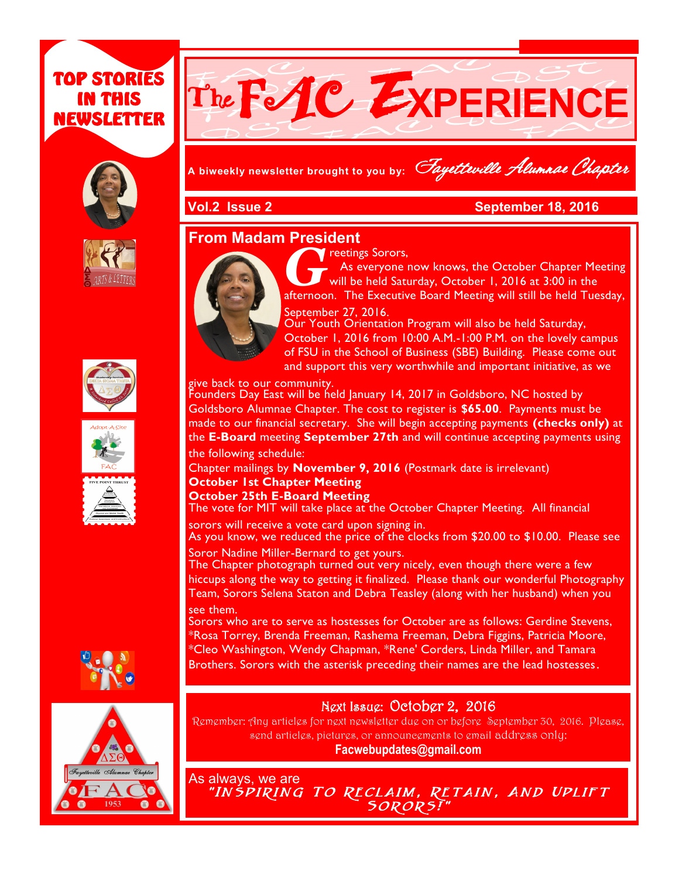# TOP STORIES IN THIS NEWSLETTER

# The FAC EXPERIENCE

A biweekly newsletter brought to you by: *Fayetteville Alumnae Chapter*

**Vol.2 Issue 2** **September 18, 2016**

## From Madam President

Greetings Sorors,

As everyone now knows, the October Chapter Meeting will be held Saturday, October 1, 2016 at 3:00 in the afternoon. The Executive Board Meeting will still be held Tuesday, September 27, 2016.

Our Youth Orientation Program will also be held Saturday, October 1, 2016 from 10:00 A.M.-1:00 P.M. on the lovely campus of FSU in the School of Business (SBE) Building. Please come out and support this very worthwhile and important initiative, as we give back to our community.

Founders Day East will be held January 14, 2017 in Goldsboro, NC hosted by Goldsboro Alumnae Chapter. The cost to register is **$65.00**. Payments must be made to our financial secretary. She will begin accepting payments **(checks only)** at the **E-Board** meeting **September 27th** and will continue accepting payments using the following schedule:

Chapter mailings by **November 9, 2016** (Postmark date is irrelevant)

**October 1st Chapter Meeting**

**October 25th E-Board Meeting**

The vote for MIT will take place at the October Chapter Meeting. All financial sorors will receive a vote card upon signing in.

As you know, we reduced the price of the clocks from $20.00 to $10.00. Please see Soror Nadine Miller-Bernard to get yours.

The Chapter photograph turned out very nicely, even though there were a few hiccups along the way to getting it finalized. Please thank our wonderful Photography Team, Sorors Selena Staton and Debra Teasley (along with her husband) when you see them.

Sorors who are to serve as hostesses for October are as follows: Gerdine Stevens, *Rosa Torrey, Brenda Freeman, Rashema Freeman, Debra Figgins, Patricia Moore, *Cleo Washington, Wendy Chapman, *Rene' Corders, Linda Miller, and Tamara Brothers. Sorors with the asterisk preceding their names are the lead hostesses.

## Next Issue: October 2, 2016

Remember: Any articles for next newsletter due on or before September 30, 2016. Please, send articles, pictures, or announcements to email address only:

**Facwebupdates@gmail.com**

As always, we are

*"INSPIRING TO RECLAIM, RETAIN, AND UPLIFT SORORS!"*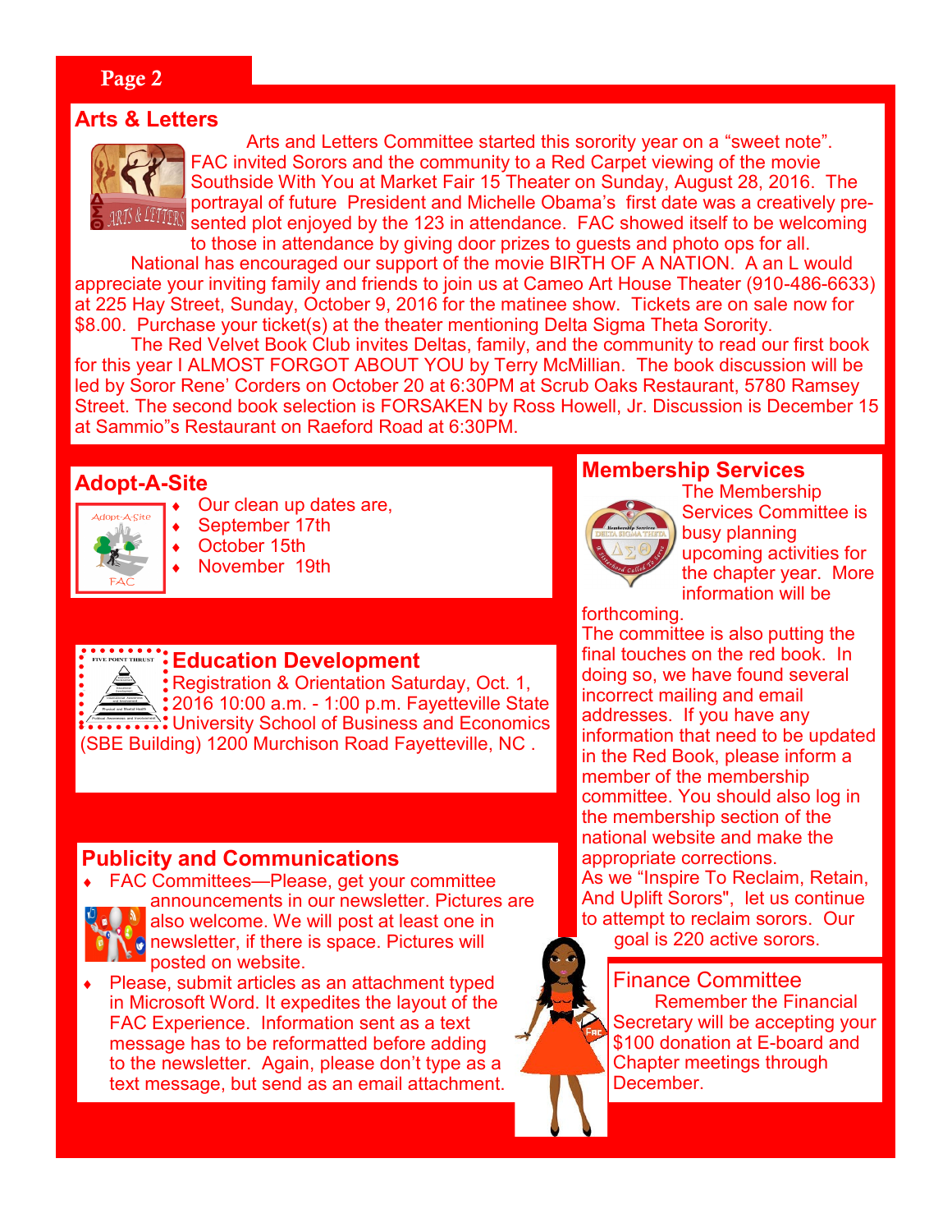## Arts & Letters

Arts and Letters Committee started this sorority year on a "sweet note". FAC invited Sorors and the community to a Red Carpet viewing of the movie Southside With You at Market Fair 15 Theater on Sunday, August 28, 2016. The portrayal of future President and Michelle Obama's first date was a creatively presented plot enjoyed by the 123 in attendance. FAC showed itself to be welcoming to those in attendance by giving door prizes to guests and photo ops for all.

National has encouraged our support of the movie BIRTH OF A NATION. A an L would appreciate your inviting family and friends to join us at Cameo Art House Theater (910-486-6633) at 225 Hay Street, Sunday, October 9, 2016 for the matinee show. Tickets are on sale now for $8.00. Purchase your ticket(s) at the theater mentioning Delta Sigma Theta Sorority.

The Red Velvet Book Club invites Deltas, family, and the community to read our first book for this year I ALMOST FORGOT ABOUT YOU by Terry McMillian. The book discussion will be led by Soror Rene' Corders on October 20 at 6:30PM at Scrub Oaks Restaurant, 5780 Ramsey Street. The second book selection is FORSAKEN by Ross Howell, Jr. Discussion is December 15 at Sammio"s Restaurant on Raeford Road at 6:30PM.

## Adopt-A-Site

- Our clean up dates are,
- September 17th
- October 15th
- November 19th

## Education Development

Registration & Orientation Saturday, Oct. 1, 2016 10:00 a.m. - 1:00 p.m. Fayetteville State University School of Business and Economics (SBE Building) 1200 Murchison Road Fayetteville, NC .

## Publicity and Communications

- FAC Committees—Please, get your committee announcements in our newsletter. Pictures are also welcome. We will post at least one in newsletter, if there is space. Pictures will posted on website.
- Please, submit articles as an attachment typed in Microsoft Word. It expedites the layout of the FAC Experience. Information sent as a text message has to be reformatted before adding to the newsletter. Again, please don't type as a text message, but send as an email attachment.

## Membership Services

The Membership Services Committee is busy planning upcoming activities for the chapter year. More information will be forthcoming.

The committee is also putting the final touches on the red book. In doing so, we have found several incorrect mailing and email addresses. If you have any information that need to be updated in the Red Book, please inform a member of the membership committee. You should also log in the membership section of the national website and make the appropriate corrections.

As we "Inspire To Reclaim, Retain, And Uplift Sorors", let us continue to attempt to reclaim sorors. Our goal is 220 active sorors.

## Finance Committee

Remember the Financial Secretary will be accepting your $100 donation at E-board and Chapter meetings through December.